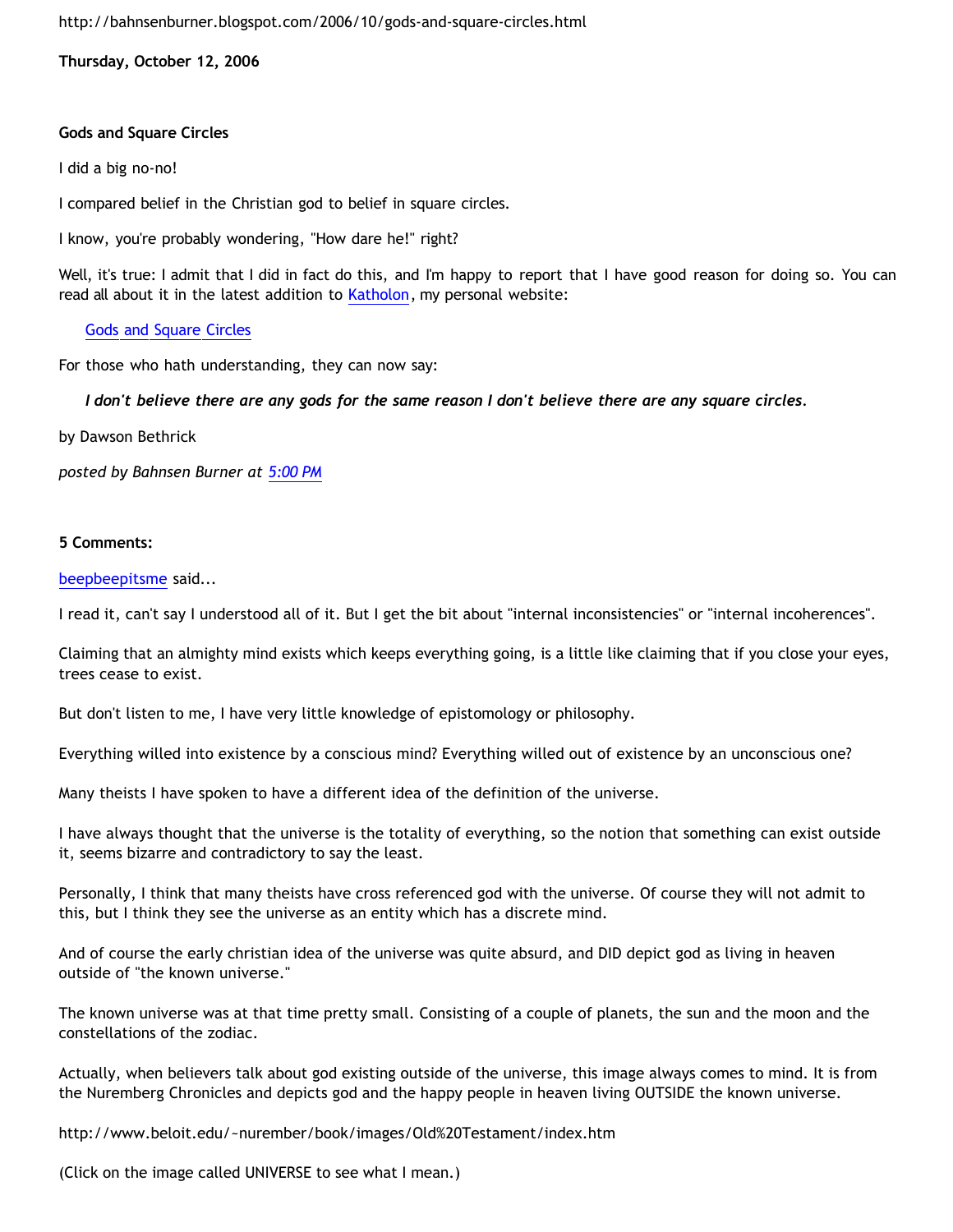http://bahnsenburner.blogspot.com/2006/10/gods-and-square-circles.html

**Thursday, October 12, 2006**

**Gods and Square Circles**

I did a big no-no!

I compared belief in the Christian god to belief in square circles.

I know, you're probably wondering, "How dare he!" right?

Well, it's true: I admit that I did in fact do this, and I'm happy to report that I have good reason for doing so. You can read all about it in the latest addition to Katholon, my personal website:

> Gods and Square Circles

For those who hath understanding, they can now say:

> ***I don't believe there are any gods for the same reason I don't believe there are any square circles.***

by Dawson Bethrick

*posted by Bahnsen Burner at 5:00 PM*

**5 Comments:**

beepbeepitsme said...

I read it, can't say I understood all of it. But I get the bit about "internal inconsistencies" or "internal incoherences".

Claiming that an almighty mind exists which keeps everything going, is a little like claiming that if you close your eyes, trees cease to exist.

But don't listen to me, I have very little knowledge of epistomology or philosophy.

Everything willed into existence by a conscious mind? Everything willed out of existence by an unconscious one?

Many theists I have spoken to have a different idea of the definition of the universe.

I have always thought that the universe is the totality of everything, so the notion that something can exist outside it, seems bizarre and contradictory to say the least.

Personally, I think that many theists have cross referenced god with the universe. Of course they will not admit to this, but I think they see the universe as an entity which has a discrete mind.

And of course the early christian idea of the universe was quite absurd, and DID depict god as living in heaven outside of "the known universe."

The known universe was at that time pretty small. Consisting of a couple of planets, the sun and the moon and the constellations of the zodiac.

Actually, when believers talk about god existing outside of the universe, this image always comes to mind. It is from the Nuremberg Chronicles and depicts god and the happy people in heaven living OUTSIDE the known universe.

http://www.beloit.edu/~nurember/book/images/Old%20Testament/index.htm

(Click on the image called UNIVERSE to see what I mean.)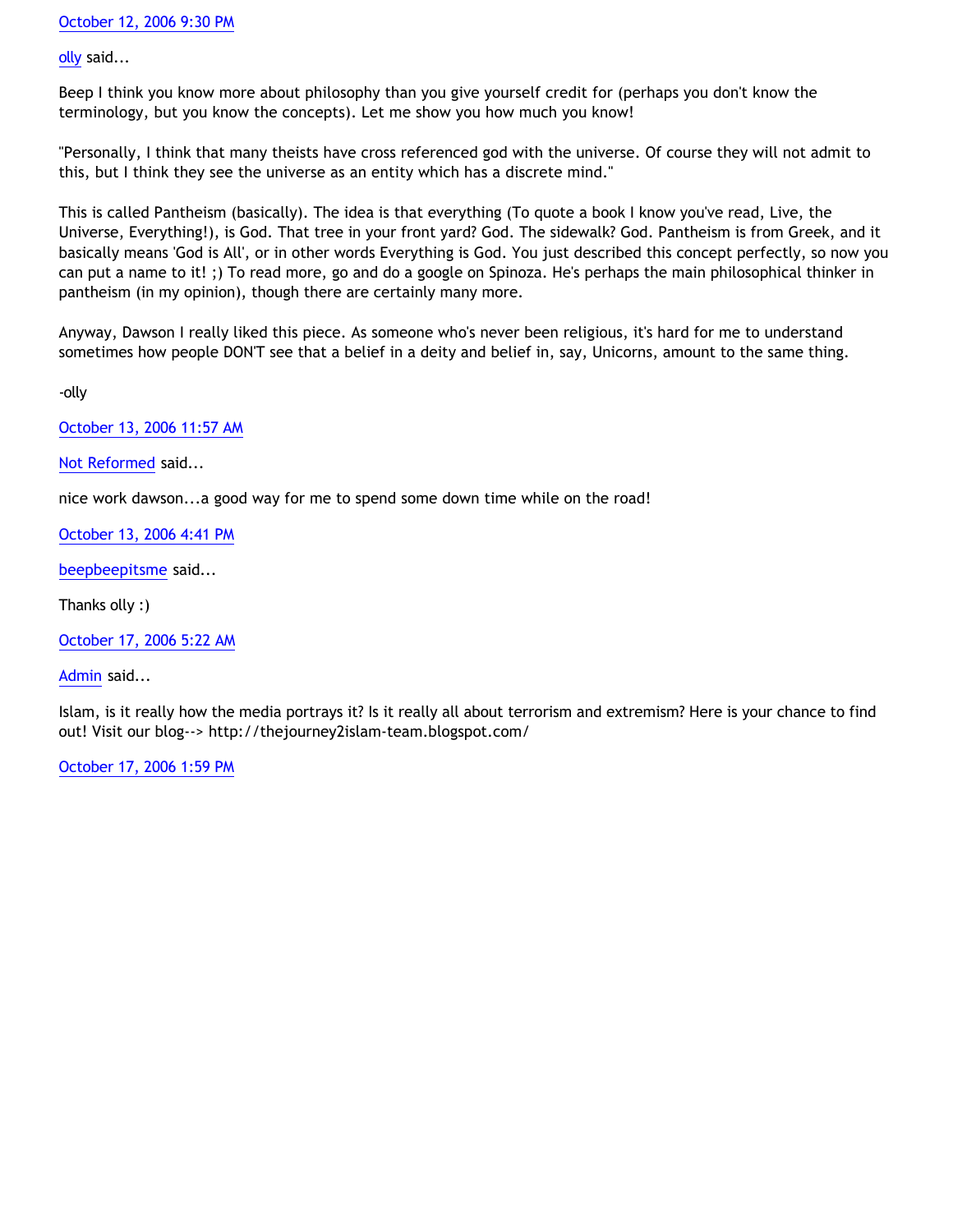October 12, 2006 9:30 PM

olly said...

Beep I think you know more about philosophy than you give yourself credit for (perhaps you don't know the terminology, but you know the concepts). Let me show you how much you know!

"Personally, I think that many theists have cross referenced god with the universe. Of course they will not admit to this, but I think they see the universe as an entity which has a discrete mind."

This is called Pantheism (basically). The idea is that everything (To quote a book I know you've read, Live, the Universe, Everything!), is God. That tree in your front yard? God. The sidewalk? God. Pantheism is from Greek, and it basically means 'God is All', or in other words Everything is God. You just described this concept perfectly, so now you can put a name to it! ;) To read more, go and do a google on Spinoza. He's perhaps the main philosophical thinker in pantheism (in my opinion), though there are certainly many more.

Anyway, Dawson I really liked this piece. As someone who's never been religious, it's hard for me to understand sometimes how people DON'T see that a belief in a deity and belief in, say, Unicorns, amount to the same thing.

-olly

October 13, 2006 11:57 AM

Not Reformed said...

nice work dawson...a good way for me to spend some down time while on the road!

October 13, 2006 4:41 PM

beepbeepitsme said...

Thanks olly :)

October 17, 2006 5:22 AM

Admin said...

Islam, is it really how the media portrays it? Is it really all about terrorism and extremism? Here is your chance to find out! Visit our blog--> http://thejourney2islam-team.blogspot.com/

October 17, 2006 1:59 PM